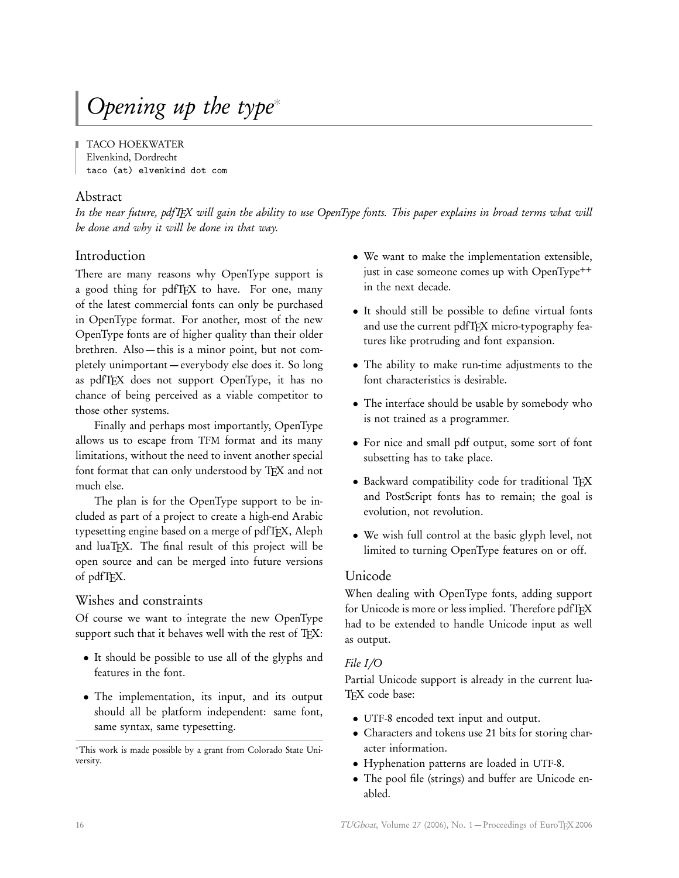# *Opening up the type*\*

TACO HOEKWATER
Elvenkind, Dordrecht
taco (at) elvenkind dot com

## Abstract

*In the near future, pdfTEX will gain the ability to use OpenType fonts. This paper explains in broad terms what will be done and why it will be done in that way.*

## Introduction

There are many reasons why OpenType support is a good thing for pdfTEX to have. For one, many of the latest commercial fonts can only be purchased in OpenType format. For another, most of the new OpenType fonts are of higher quality than their older brethren. Also — this is a minor point, but not completely unimportant — everybody else does it. So long as pdfTEX does not support OpenType, it has no chance of being perceived as a viable competitor to those other systems.

Finally and perhaps most importantly, OpenType allows us to escape from TFM format and its many limitations, without the need to invent another special font format that can only understood by TEX and not much else.

The plan is for the OpenType support to be included as part of a project to create a high-end Arabic typesetting engine based on a merge of pdfTEX, Aleph and luaTEX. The final result of this project will be open source and can be merged into future versions of pdfTEX.

## Wishes and constraints

Of course we want to integrate the new OpenType support such that it behaves well with the rest of TEX:

- It should be possible to use all of the glyphs and features in the font.
- The implementation, its input, and its output should all be platform independent: same font, same syntax, same typesetting.
- We want to make the implementation extensible, just in case someone comes up with OpenType++ in the next decade.
- It should still be possible to define virtual fonts and use the current pdfTEX micro-typography features like protruding and font expansion.
- The ability to make run-time adjustments to the font characteristics is desirable.
- The interface should be usable by somebody who is not trained as a programmer.
- For nice and small pdf output, some sort of font subsetting has to take place.
- Backward compatibility code for traditional TEX and PostScript fonts has to remain; the goal is evolution, not revolution.
- We wish full control at the basic glyph level, not limited to turning OpenType features on or off.

## Unicode

When dealing with OpenType fonts, adding support for Unicode is more or less implied. Therefore pdfTEX had to be extended to handle Unicode input as well as output.

### *File I/O*

Partial Unicode support is already in the current luaTEX code base:

- UTF-8 encoded text input and output.
- Characters and tokens use 21 bits for storing character information.
- Hyphenation patterns are loaded in UTF-8.
- The pool file (strings) and buffer are Unicode enabled.

\*This work is made possible by a grant from Colorado State University.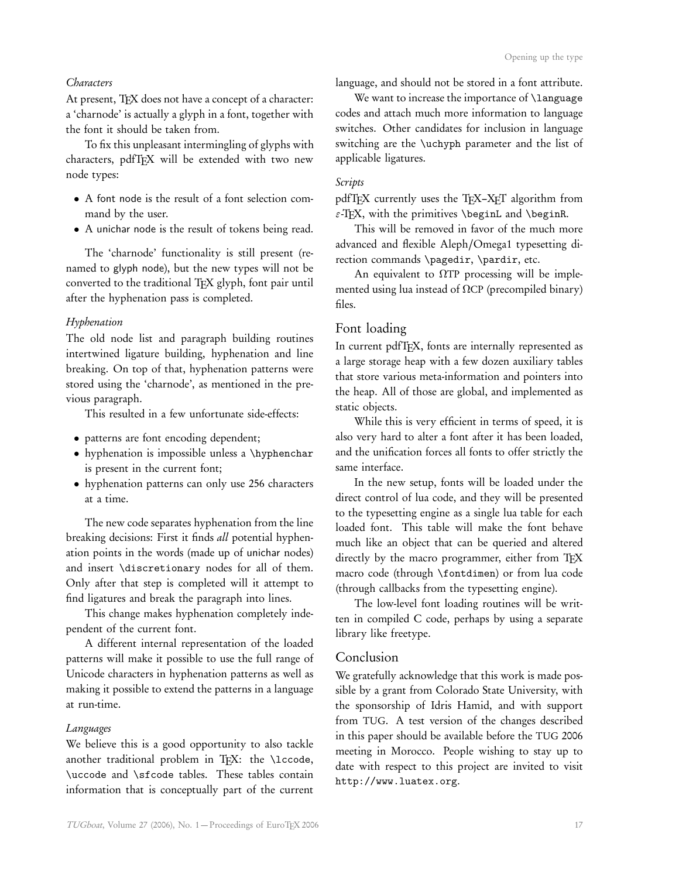### *Characters*

At present, TEX does not have a concept of a character: a 'charnode' is actually a glyph in a font, together with the font it should be taken from.

To fix this unpleasant intermingling of glyphs with characters, pdfTEX will be extended with two new node types:

- A font node is the result of a font selection command by the user.
- A unichar node is the result of tokens being read.

The 'charnode' functionality is still present (renamed to glyph node), but the new types will not be converted to the traditional TEX glyph, font pair until after the hyphenation pass is completed.

### *Hyphenation*

The old node list and paragraph building routines intertwined ligature building, hyphenation and line breaking. On top of that, hyphenation patterns were stored using the 'charnode', as mentioned in the previous paragraph.

This resulted in a few unfortunate side-effects:

- patterns are font encoding dependent;
- hyphenation is impossible unless a `\hyphenchar` is present in the current font;
- hyphenation patterns can only use 256 characters at a time.

The new code separates hyphenation from the line breaking decisions: First it finds *all* potential hyphenation points in the words (made up of unichar nodes) and insert `\discretionary` nodes for all of them. Only after that step is completed will it attempt to find ligatures and break the paragraph into lines.

This change makes hyphenation completely independent of the current font.

A different internal representation of the loaded patterns will make it possible to use the full range of Unicode characters in hyphenation patterns as well as making it possible to extend the patterns in a language at run-time.

### *Languages*

We believe this is a good opportunity to also tackle another traditional problem in TEX: the `\lccode`, `\uccode` and `\sfcode` tables. These tables contain information that is conceptually part of the current language, and should not be stored in a font attribute.

We want to increase the importance of `\language` codes and attach much more information to language switches. Other candidates for inclusion in language switching are the `\uchyph` parameter and the list of applicable ligatures.

### *Scripts*

pdfTEX currently uses the TEX–XET algorithm from ε-TEX, with the primitives `\beginL` and `\beginR`.

This will be removed in favor of the much more advanced and flexible Aleph/Omega1 typesetting direction commands `\pagedir`, `\pardir`, etc.

An equivalent to ΩTP processing will be implemented using lua instead of ΩCP (precompiled binary) files.

## Font loading

In current pdfTEX, fonts are internally represented as a large storage heap with a few dozen auxiliary tables that store various meta-information and pointers into the heap. All of those are global, and implemented as static objects.

While this is very efficient in terms of speed, it is also very hard to alter a font after it has been loaded, and the unification forces all fonts to offer strictly the same interface.

In the new setup, fonts will be loaded under the direct control of lua code, and they will be presented to the typesetting engine as a single lua table for each loaded font. This table will make the font behave much like an object that can be queried and altered directly by the macro programmer, either from TEX macro code (through `\fontdimen`) or from lua code (through callbacks from the typesetting engine).

The low-level font loading routines will be written in compiled C code, perhaps by using a separate library like freetype.

## Conclusion

We gratefully acknowledge that this work is made possible by a grant from Colorado State University, with the sponsorship of Idris Hamid, and with support from TUG. A test version of the changes described in this paper should be available before the TUG 2006 meeting in Morocco. People wishing to stay up to date with respect to this project are invited to visit `http://www.luatex.org`.